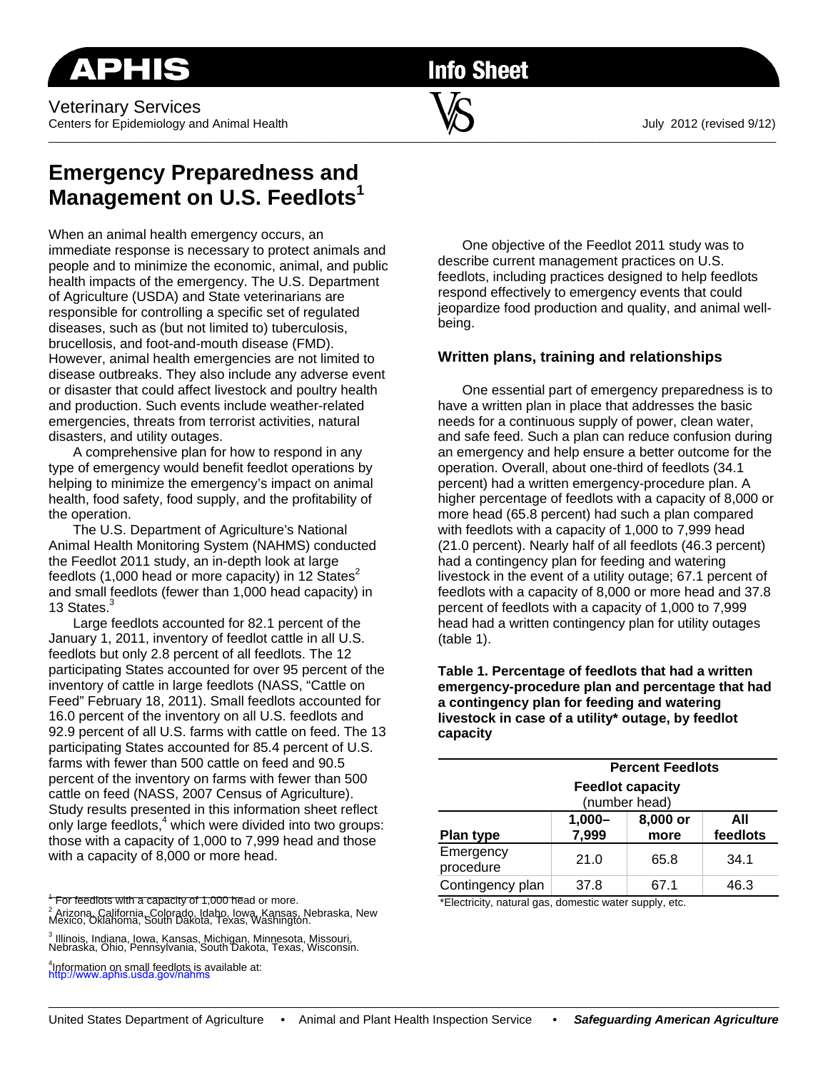APHIS

Info Sheet

Veterinary Services
Centers for Epidemiology and Animal Health

July 2012 (revised 9/12)

# Emergency Preparedness and Management on U.S. Feedlots[1]

When an animal health emergency occurs, an immediate response is necessary to protect animals and people and to minimize the economic, animal, and public health impacts of the emergency. The U.S. Department of Agriculture (USDA) and State veterinarians are responsible for controlling a specific set of regulated diseases, such as (but not limited to) tuberculosis, brucellosis, and foot-and-mouth disease (FMD). However, animal health emergencies are not limited to disease outbreaks. They also include any adverse event or disaster that could affect livestock and poultry health and production. Such events include weather-related emergencies, threats from terrorist activities, natural disasters, and utility outages.

A comprehensive plan for how to respond in any type of emergency would benefit feedlot operations by helping to minimize the emergency's impact on animal health, food safety, food supply, and the profitability of the operation.

The U.S. Department of Agriculture's National Animal Health Monitoring System (NAHMS) conducted the Feedlot 2011 study, an in-depth look at large feedlots (1,000 head or more capacity) in 12 States[2] and small feedlots (fewer than 1,000 head capacity) in 13 States.[3]

Large feedlots accounted for 82.1 percent of the January 1, 2011, inventory of feedlot cattle in all U.S. feedlots but only 2.8 percent of all feedlots. The 12 participating States accounted for over 95 percent of the inventory of cattle in large feedlots (NASS, "Cattle on Feed" February 18, 2011). Small feedlots accounted for 16.0 percent of the inventory on all U.S. feedlots and 92.9 percent of all U.S. farms with cattle on feed. The 13 participating States accounted for 85.4 percent of U.S. farms with fewer than 500 cattle on feed and 90.5 percent of the inventory on farms with fewer than 500 cattle on feed (NASS, 2007 Census of Agriculture). Study results presented in this information sheet reflect only large feedlots,[4] which were divided into two groups: those with a capacity of 1,000 to 7,999 head and those with a capacity of 8,000 or more head.

One objective of the Feedlot 2011 study was to describe current management practices on U.S. feedlots, including practices designed to help feedlots respond effectively to emergency events that could jeopardize food production and quality, and animal well-being.

## Written plans, training and relationships

One essential part of emergency preparedness is to have a written plan in place that addresses the basic needs for a continuous supply of power, clean water, and safe feed. Such a plan can reduce confusion during an emergency and help ensure a better outcome for the operation. Overall, about one-third of feedlots (34.1 percent) had a written emergency-procedure plan. A higher percentage of feedlots with a capacity of 8,000 or more head (65.8 percent) had such a plan compared with feedlots with a capacity of 1,000 to 7,999 head (21.0 percent). Nearly half of all feedlots (46.3 percent) had a contingency plan for feeding and watering livestock in the event of a utility outage; 67.1 percent of feedlots with a capacity of 8,000 or more head and 37.8 percent of feedlots with a capacity of 1,000 to 7,999 head had a written contingency plan for utility outages (table 1).

**Table 1. Percentage of feedlots that had a written emergency-procedure plan and percentage that had a contingency plan for feeding and watering livestock in case of a utility\* outage, by feedlot capacity**

| | Percent Feedlots | | |
|---|---|---|---|
| | Feedlot capacity (number head) | | |
| Plan type | 1,000–7,999 | 8,000 or more | All feedlots |
| Emergency procedure | 21.0 | 65.8 | 34.1 |
| Contingency plan | 37.8 | 67.1 | 46.3 |

\*Electricity, natural gas, domestic water supply, etc.

[1] For feedlots with a capacity of 1,000 head or more.

[2] Arizona, California, Colorado, Idaho, Iowa, Kansas, Nebraska, New Mexico, Oklahoma, South Dakota, Texas, Washington.

[3] Illinois, Indiana, Iowa, Kansas, Michigan, Minnesota, Missouri, Nebraska, Ohio, Pennsylvania, South Dakota, Texas, Wisconsin.

[4] Information on small feedlots is available at: http://www.aphis.usda.gov/nahms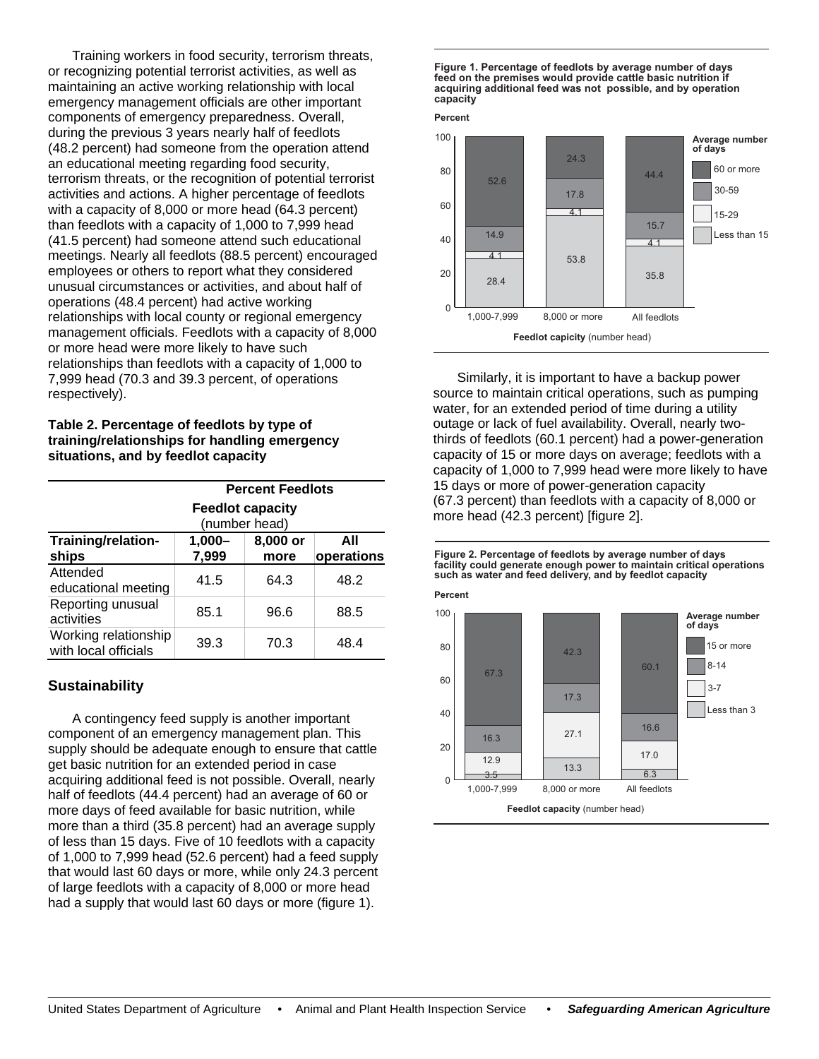Training workers in food security, terrorism threats, or recognizing potential terrorist activities, as well as maintaining an active working relationship with local emergency management officials are other important components of emergency preparedness. Overall, during the previous 3 years nearly half of feedlots (48.2 percent) had someone from the operation attend an educational meeting regarding food security, terrorism threats, or the recognition of potential terrorist activities and actions. A higher percentage of feedlots with a capacity of 8,000 or more head (64.3 percent) than feedlots with a capacity of 1,000 to 7,999 head (41.5 percent) had someone attend such educational meetings. Nearly all feedlots (88.5 percent) encouraged employees or others to report what they considered unusual circumstances or activities, and about half of operations (48.4 percent) had active working relationships with local county or regional emergency management officials. Feedlots with a capacity of 8,000 or more head were more likely to have such relationships than feedlots with a capacity of 1,000 to 7,999 head (70.3 and 39.3 percent, of operations respectively).

**Table 2. Percentage of feedlots by type of training/relationships for handling emergency situations, and by feedlot capacity**

| | Percent Feedlots | | |
|---|---|---|---|
| | Feedlot capacity (number head) | | |
| **Training/relationships** | **1,000–7,999** | **8,000 or more** | **All operations** |
| Attended educational meeting | 41.5 | 64.3 | 48.2 |
| Reporting unusual activities | 85.1 | 96.6 | 88.5 |
| Working relationship with local officials | 39.3 | 70.3 | 48.4 |

## Sustainability

A contingency feed supply is another important component of an emergency management plan. This supply should be adequate enough to ensure that cattle get basic nutrition for an extended period in case acquiring additional feed is not possible. Overall, nearly half of feedlots (44.4 percent) had an average of 60 or more days of feed available for basic nutrition, while more than a third (35.8 percent) had an average supply of less than 15 days. Five of 10 feedlots with a capacity of 1,000 to 7,999 head (52.6 percent) had a feed supply that would last 60 days or more, while only 24.3 percent of large feedlots with a capacity of 8,000 or more head had a supply that would last 60 days or more (figure 1).

**Figure 1. Percentage of feedlots by average number of days feed on the premises would provide cattle basic nutrition if acquiring additional feed was not possible, and by operation capacity**

| Average number of days | 1,000-7,999 | 8,000 or more | All feedlots |
|---|---|---|---|
| Less than 15 | 28.4 | 53.8 | 35.8 |
| 15-29 | 4.1 | 4.1 | 4.1 |
| 30-59 | 14.9 | 17.8 | 15.7 |
| 60 or more | 52.6 | 24.3 | 44.4 |

Feedlot capicity (number head)

Similarly, it is important to have a backup power source to maintain critical operations, such as pumping water, for an extended period of time during a utility outage or lack of fuel availability. Overall, nearly two-thirds of feedlots (60.1 percent) had a power-generation capacity of 15 or more days on average; feedlots with a capacity of 1,000 to 7,999 head were more likely to have 15 days or more of power-generation capacity (67.3 percent) than feedlots with a capacity of 8,000 or more head (42.3 percent) [figure 2].

**Figure 2. Percentage of feedlots by average number of days facility could generate enough power to maintain critical operations such as water and feed delivery, and by feedlot capacity**

| Average number of days | 1,000-7,999 | 8,000 or more | All feedlots |
|---|---|---|---|
| Less than 3 | 3.5 | 13.3 | 6.3 |
| 3-7 | 12.9 | 27.1 | 17.0 |
| 8-14 | 16.3 | 17.3 | 16.6 |
| 15 or more | 67.3 | 42.3 | 60.1 |

Feedlot capacity (number head)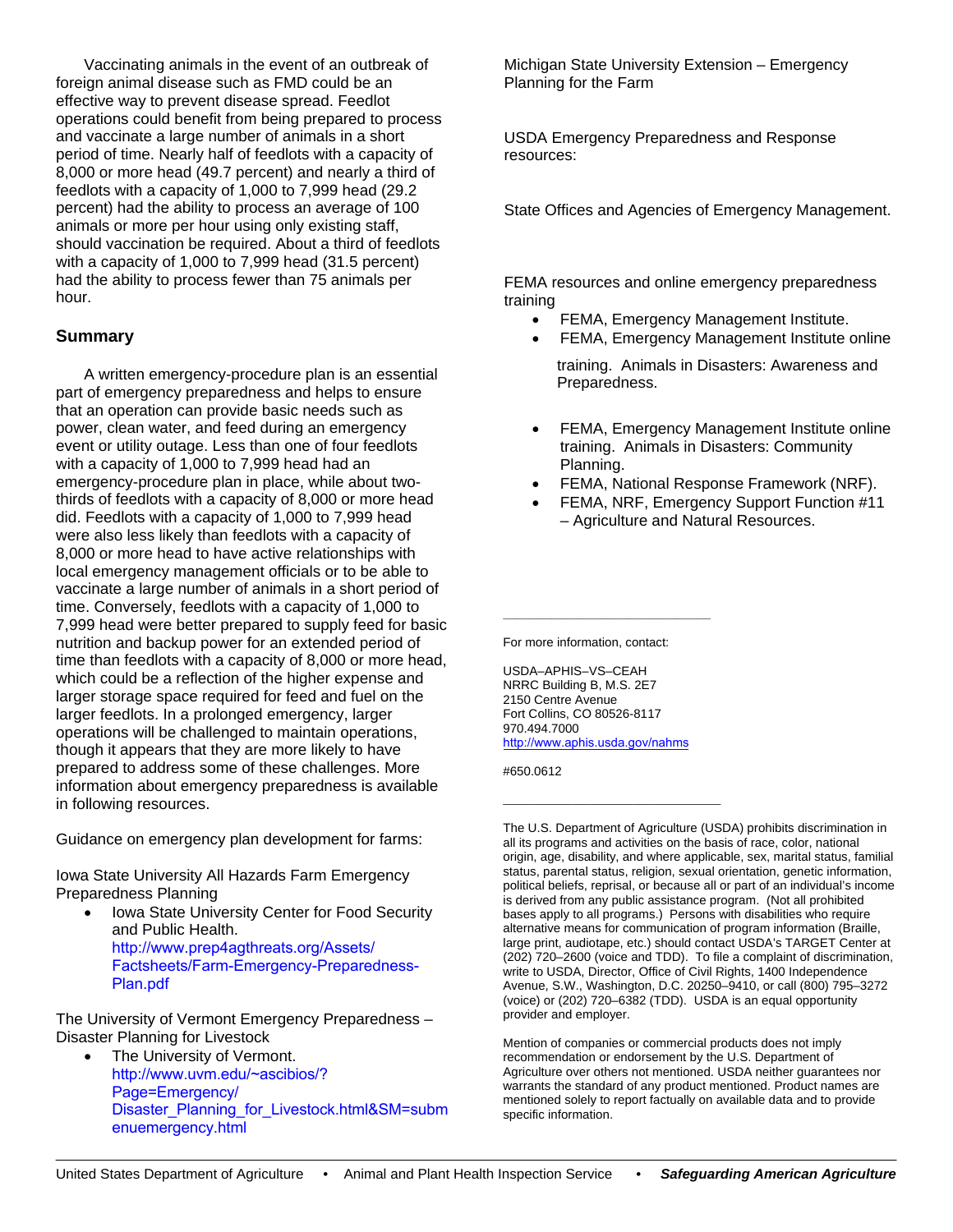Vaccinating animals in the event of an outbreak of foreign animal disease such as FMD could be an effective way to prevent disease spread. Feedlot operations could benefit from being prepared to process and vaccinate a large number of animals in a short period of time. Nearly half of feedlots with a capacity of 8,000 or more head (49.7 percent) and nearly a third of feedlots with a capacity of 1,000 to 7,999 head (29.2 percent) had the ability to process an average of 100 animals or more per hour using only existing staff, should vaccination be required. About a third of feedlots with a capacity of 1,000 to 7,999 head (31.5 percent) had the ability to process fewer than 75 animals per hour.

## Summary

A written emergency-procedure plan is an essential part of emergency preparedness and helps to ensure that an operation can provide basic needs such as power, clean water, and feed during an emergency event or utility outage. Less than one of four feedlots with a capacity of 1,000 to 7,999 head had an emergency-procedure plan in place, while about two-thirds of feedlots with a capacity of 8,000 or more head did. Feedlots with a capacity of 1,000 to 7,999 head were also less likely than feedlots with a capacity of 8,000 or more head to have active relationships with local emergency management officials or to be able to vaccinate a large number of animals in a short period of time. Conversely, feedlots with a capacity of 1,000 to 7,999 head were better prepared to supply feed for basic nutrition and backup power for an extended period of time than feedlots with a capacity of 8,000 or more head, which could be a reflection of the higher expense and larger storage space required for feed and fuel on the larger feedlots. In a prolonged emergency, larger operations will be challenged to maintain operations, though it appears that they are more likely to have prepared to address some of these challenges. More information about emergency preparedness is available in following resources.

Guidance on emergency plan development for farms:

Iowa State University All Hazards Farm Emergency Preparedness Planning

- Iowa State University Center for Food Security and Public Health. http://www.prep4agthreats.org/Assets/Factsheets/Farm-Emergency-Preparedness-Plan.pdf

The University of Vermont Emergency Preparedness – Disaster Planning for Livestock

- The University of Vermont. http://www.uvm.edu/~ascibios/?Page=Emergency/Disaster_Planning_for_Livestock.html&SM=submenuemergency.html

Michigan State University Extension – Emergency Planning for the Farm

USDA Emergency Preparedness and Response resources:

State Offices and Agencies of Emergency Management.

FEMA resources and online emergency preparedness training

- FEMA, Emergency Management Institute.
- FEMA, Emergency Management Institute online training. Animals in Disasters: Awareness and Preparedness.
- FEMA, Emergency Management Institute online training. Animals in Disasters: Community Planning.
- FEMA, National Response Framework (NRF).
- FEMA, NRF, Emergency Support Function #11 – Agriculture and Natural Resources.

---

For more information, contact:

USDA–APHIS–VS–CEAH
NRRC Building B, M.S. 2E7
2150 Centre Avenue
Fort Collins, CO 80526-8117
970.494.7000
http://www.aphis.usda.gov/nahms

#650.0612

---

The U.S. Department of Agriculture (USDA) prohibits discrimination in all its programs and activities on the basis of race, color, national origin, age, disability, and where applicable, sex, marital status, familial status, parental status, religion, sexual orientation, genetic information, political beliefs, reprisal, or because all or part of an individual's income is derived from any public assistance program. (Not all prohibited bases apply to all programs.) Persons with disabilities who require alternative means for communication of program information (Braille, large print, audiotape, etc.) should contact USDA's TARGET Center at (202) 720–2600 (voice and TDD). To file a complaint of discrimination, write to USDA, Director, Office of Civil Rights, 1400 Independence Avenue, S.W., Washington, D.C. 20250–9410, or call (800) 795–3272 (voice) or (202) 720–6382 (TDD). USDA is an equal opportunity provider and employer.

Mention of companies or commercial products does not imply recommendation or endorsement by the U.S. Department of Agriculture over others not mentioned. USDA neither guarantees nor warrants the standard of any product mentioned. Product names are mentioned solely to report factually on available data and to provide specific information.